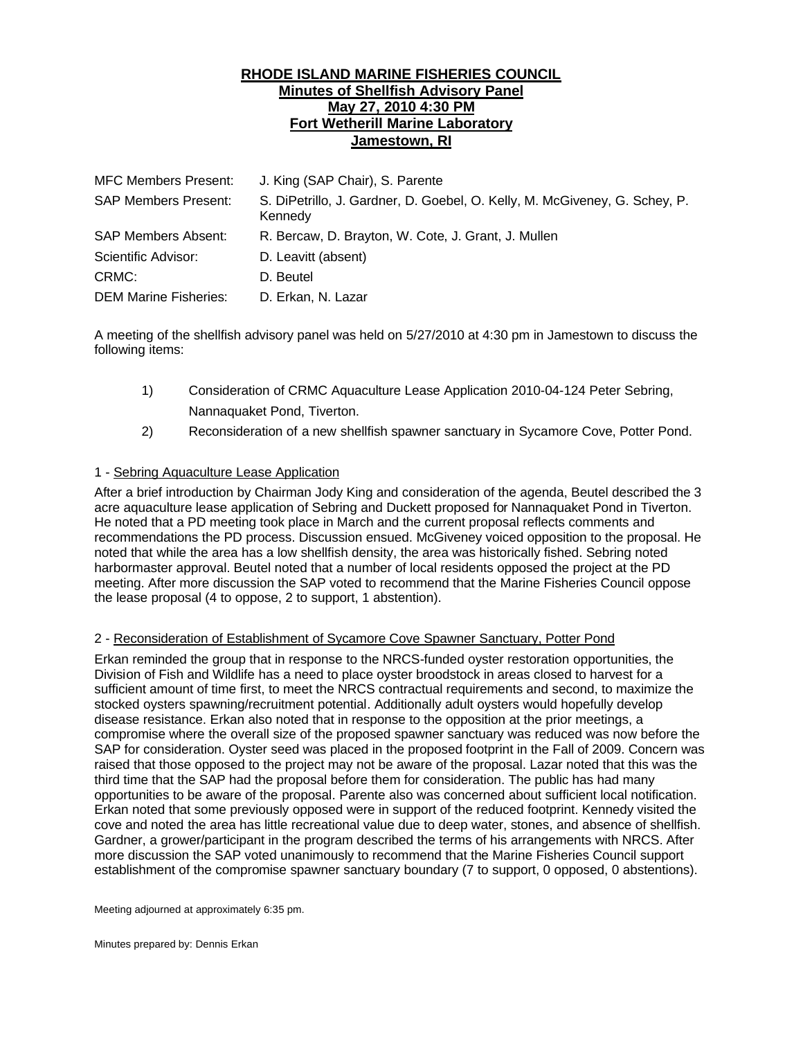**RHODE ISLAND MARINE FISHERIES COUNCIL**
**Minutes of Shellfish Advisory Panel**
**May 27, 2010 4:30 PM**
**Fort Wetherill Marine Laboratory**
**Jamestown, RI**

| | |
|---|---|
| MFC Members Present: | J. King (SAP Chair), S. Parente |
| SAP Members Present: | S. DiPetrillo, J. Gardner, D. Goebel, O. Kelly, M. McGiveney, G. Schey, P. Kennedy |
| SAP Members Absent: | R. Bercaw, D. Brayton, W. Cote, J. Grant, J. Mullen |
| Scientific Advisor: | D. Leavitt (absent) |
| CRMC: | D. Beutel |
| DEM Marine Fisheries: | D. Erkan, N. Lazar |

A meeting of the shellfish advisory panel was held on 5/27/2010 at 4:30 pm in Jamestown to discuss the following items:

1) Consideration of CRMC Aquaculture Lease Application 2010-04-124 Peter Sebring, Nannaquaket Pond, Tiverton.
2) Reconsideration of a new shellfish spawner sanctuary in Sycamore Cove, Potter Pond.

1 - Sebring Aquaculture Lease Application

After a brief introduction by Chairman Jody King and consideration of the agenda, Beutel described the 3 acre aquaculture lease application of Sebring and Duckett proposed for Nannaquaket Pond in Tiverton. He noted that a PD meeting took place in March and the current proposal reflects comments and recommendations the PD process. Discussion ensued. McGiveney voiced opposition to the proposal. He noted that while the area has a low shellfish density, the area was historically fished. Sebring noted harbormaster approval. Beutel noted that a number of local residents opposed the project at the PD meeting. After more discussion the SAP voted to recommend that the Marine Fisheries Council oppose the lease proposal (4 to oppose, 2 to support, 1 abstention).

2 - Reconsideration of Establishment of Sycamore Cove Spawner Sanctuary, Potter Pond

Erkan reminded the group that in response to the NRCS-funded oyster restoration opportunities, the Division of Fish and Wildlife has a need to place oyster broodstock in areas closed to harvest for a sufficient amount of time first, to meet the NRCS contractual requirements and second, to maximize the stocked oysters spawning/recruitment potential. Additionally adult oysters would hopefully develop disease resistance. Erkan also noted that in response to the opposition at the prior meetings, a compromise where the overall size of the proposed spawner sanctuary was reduced was now before the SAP for consideration. Oyster seed was placed in the proposed footprint in the Fall of 2009. Concern was raised that those opposed to the project may not be aware of the proposal. Lazar noted that this was the third time that the SAP had the proposal before them for consideration. The public has had many opportunities to be aware of the proposal. Parente also was concerned about sufficient local notification. Erkan noted that some previously opposed were in support of the reduced footprint. Kennedy visited the cove and noted the area has little recreational value due to deep water, stones, and absence of shellfish. Gardner, a grower/participant in the program described the terms of his arrangements with NRCS. After more discussion the SAP voted unanimously to recommend that the Marine Fisheries Council support establishment of the compromise spawner sanctuary boundary (7 to support, 0 opposed, 0 abstentions).

Meeting adjourned at approximately 6:35 pm.

Minutes prepared by: Dennis Erkan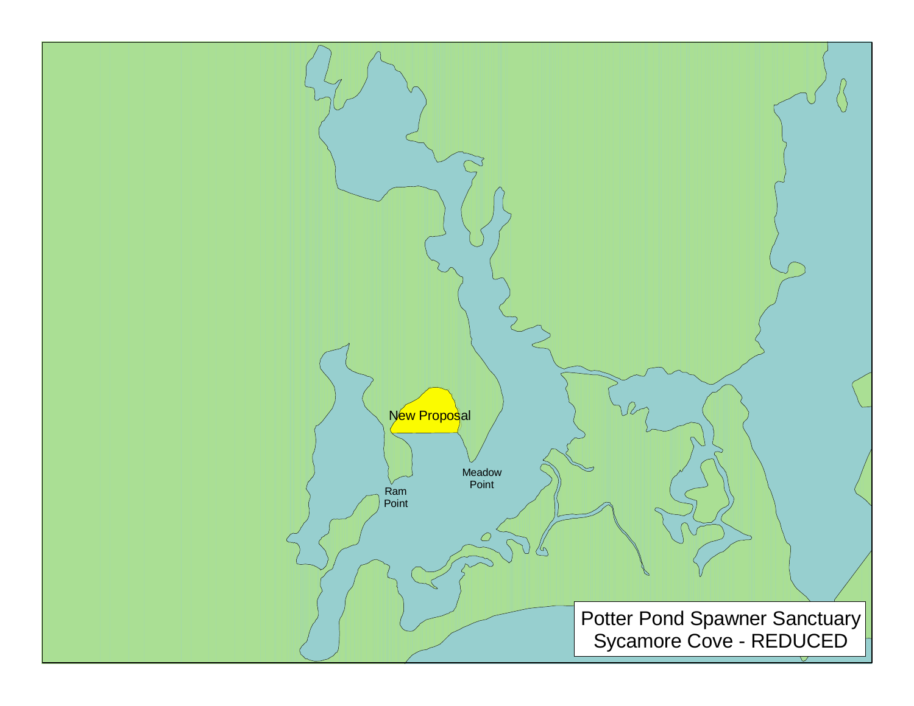Potter Pond Spawner Sanctuary
Sycamore Cove - REDUCED

New Proposal

Meadow Point

Ram Point